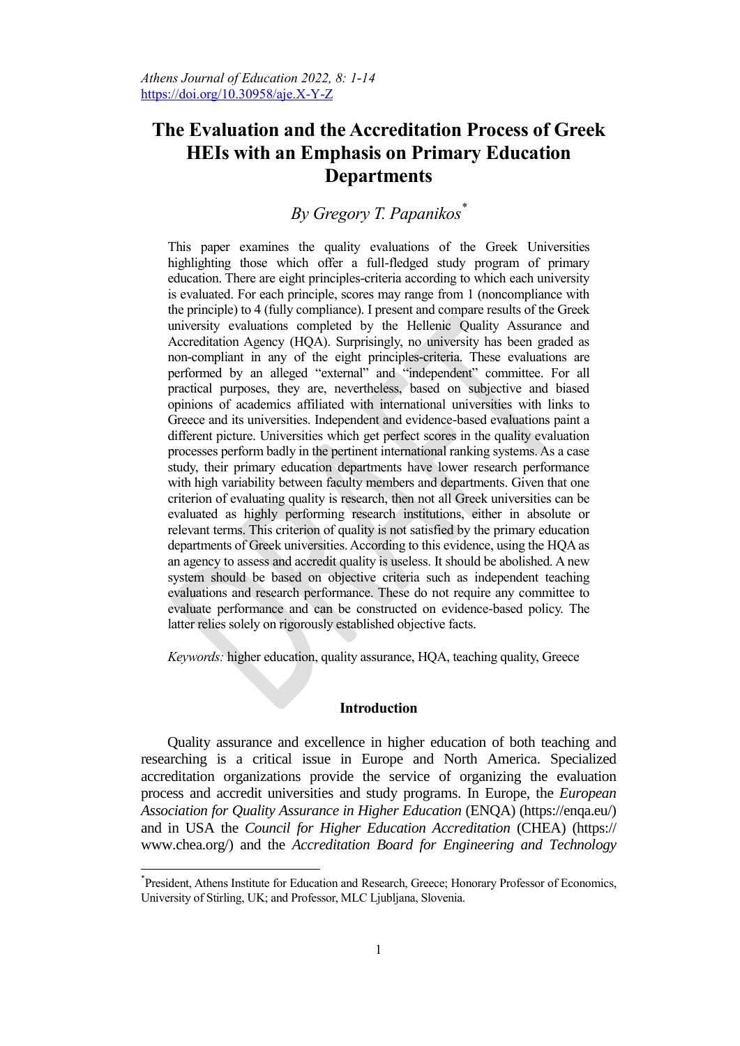# The Evaluation and the Accreditation Process of Greek HEIs with an Emphasis on Primary Education Departments

*By Gregory T. Papanikos*[*]

This paper examines the quality evaluations of the Greek Universities highlighting those which offer a full-fledged study program of primary education. There are eight principles-criteria according to which each university is evaluated. For each principle, scores may range from 1 (noncompliance with the principle) to 4 (fully compliance). I present and compare results of the Greek university evaluations completed by the Hellenic Quality Assurance and Accreditation Agency (HQA). Surprisingly, no university has been graded as non-compliant in any of the eight principles-criteria. These evaluations are performed by an alleged "external" and "independent" committee. For all practical purposes, they are, nevertheless, based on subjective and biased opinions of academics affiliated with international universities with links to Greece and its universities. Independent and evidence-based evaluations paint a different picture. Universities which get perfect scores in the quality evaluation processes perform badly in the pertinent international ranking systems. As a case study, their primary education departments have lower research performance with high variability between faculty members and departments. Given that one criterion of evaluating quality is research, then not all Greek universities can be evaluated as highly performing research institutions, either in absolute or relevant terms. This criterion of quality is not satisfied by the primary education departments of Greek universities. According to this evidence, using the HQA as an agency to assess and accredit quality is useless. It should be abolished. A new system should be based on objective criteria such as independent teaching evaluations and research performance. These do not require any committee to evaluate performance and can be constructed on evidence-based policy. The latter relies solely on rigorously established objective facts.

*Keywords:* higher education, quality assurance, HQA, teaching quality, Greece

## Introduction

Quality assurance and excellence in higher education of both teaching and researching is a critical issue in Europe and North America. Specialized accreditation organizations provide the service of organizing the evaluation process and accredit universities and study programs. In Europe, the *European Association for Quality Assurance in Higher Education* (ENQA) (https://enqa.eu/) and in USA the *Council for Higher Education Accreditation* (CHEA) (https://www.chea.org/) and the *Accreditation Board for Engineering and Technology*

---

[*] President, Athens Institute for Education and Research, Greece; Honorary Professor of Economics, University of Stirling, UK; and Professor, MLC Ljubljana, Slovenia.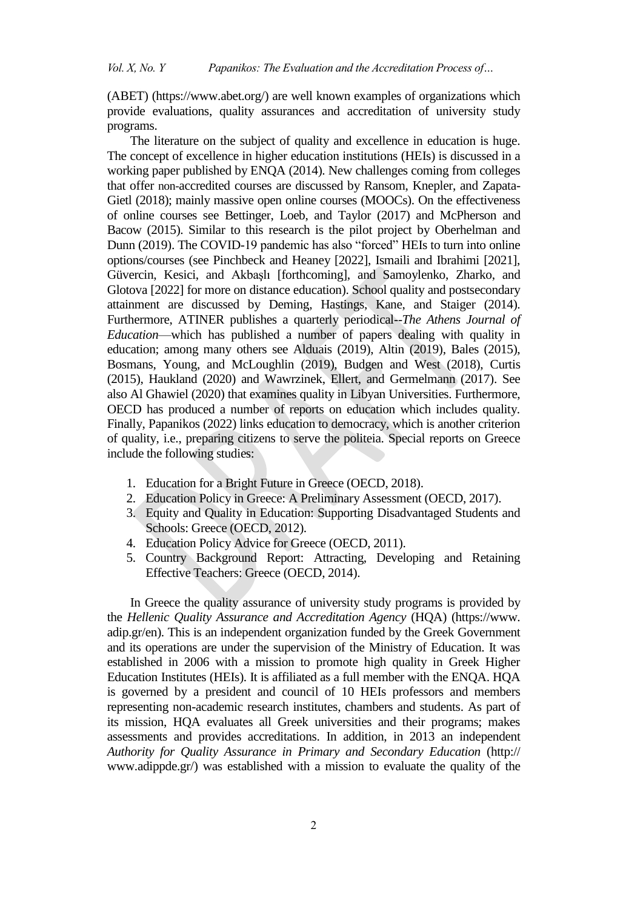(ABET) (https://www.abet.org/) are well known examples of organizations which provide evaluations, quality assurances and accreditation of university study programs.

The literature on the subject of quality and excellence in education is huge. The concept of excellence in higher education institutions (HEIs) is discussed in a working paper published by ENQA (2014). New challenges coming from colleges that offer non-accredited courses are discussed by Ransom, Knepler, and Zapata-Gietl (2018); mainly massive open online courses (MOOCs). On the effectiveness of online courses see Bettinger, Loeb, and Taylor (2017) and McPherson and Bacow (2015). Similar to this research is the pilot project by Oberhelman and Dunn (2019). The COVID-19 pandemic has also "forced" HEIs to turn into online options/courses (see Pinchbeck and Heaney [2022], Ismaili and Ibrahimi [2021], Güvercin, Kesici, and Akbaşlı [forthcoming], and Samoylenko, Zharko, and Glotova [2022] for more on distance education). School quality and postsecondary attainment are discussed by Deming, Hastings, Kane, and Staiger (2014). Furthermore, ATINER publishes a quarterly periodical--*The Athens Journal of Education*—which has published a number of papers dealing with quality in education; among many others see Alduais (2019), Altin (2019), Bales (2015), Bosmans, Young, and McLoughlin (2019), Budgen and West (2018), Curtis (2015), Haukland (2020) and Wawrzinek, Ellert, and Germelmann (2017). See also Al Ghawiel (2020) that examines quality in Libyan Universities. Furthermore, OECD has produced a number of reports on education which includes quality. Finally, Papanikos (2022) links education to democracy, which is another criterion of quality, i.e., preparing citizens to serve the politeia. Special reports on Greece include the following studies:

1. Education for a Bright Future in Greece (OECD, 2018).
2. Education Policy in Greece: A Preliminary Assessment (OECD, 2017).
3. Equity and Quality in Education: Supporting Disadvantaged Students and Schools: Greece (OECD, 2012).
4. Education Policy Advice for Greece (OECD, 2011).
5. Country Background Report: Attracting, Developing and Retaining Effective Teachers: Greece (OECD, 2014).

In Greece the quality assurance of university study programs is provided by the *Hellenic Quality Assurance and Accreditation Agency* (HQA) (https://www.adip.gr/en). This is an independent organization funded by the Greek Government and its operations are under the supervision of the Ministry of Education. It was established in 2006 with a mission to promote high quality in Greek Higher Education Institutes (HEIs). It is affiliated as a full member with the ENQA. HQA is governed by a president and council of 10 HEIs professors and members representing non-academic research institutes, chambers and students. As part of its mission, HQA evaluates all Greek universities and their programs; makes assessments and provides accreditations. In addition, in 2013 an independent *Authority for Quality Assurance in Primary and Secondary Education* (http://www.adippde.gr/) was established with a mission to evaluate the quality of the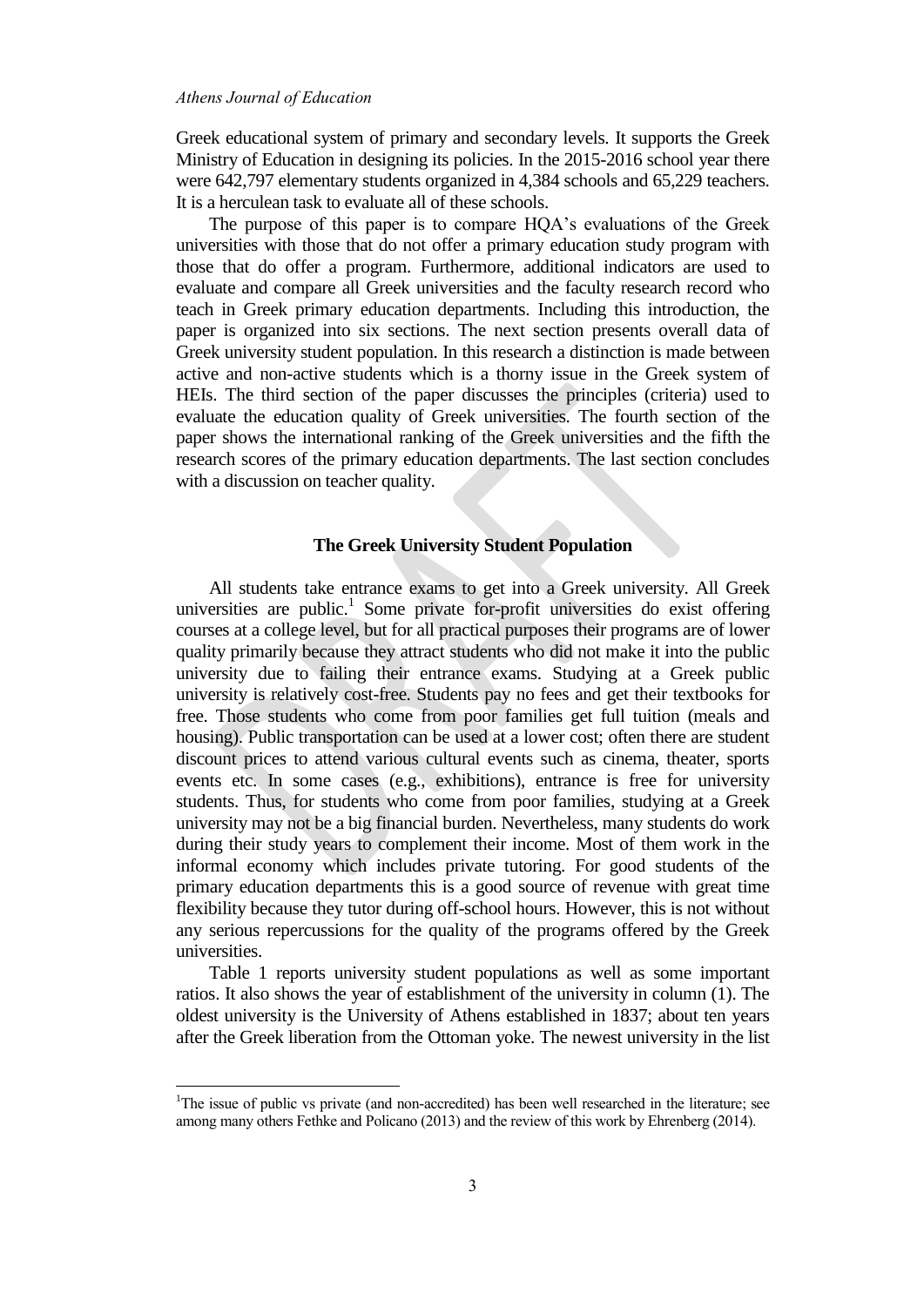Greek educational system of primary and secondary levels. It supports the Greek Ministry of Education in designing its policies. In the 2015-2016 school year there were 642,797 elementary students organized in 4,384 schools and 65,229 teachers. It is a herculean task to evaluate all of these schools.

The purpose of this paper is to compare HQA's evaluations of the Greek universities with those that do not offer a primary education study program with those that do offer a program. Furthermore, additional indicators are used to evaluate and compare all Greek universities and the faculty research record who teach in Greek primary education departments. Including this introduction, the paper is organized into six sections. The next section presents overall data of Greek university student population. In this research a distinction is made between active and non-active students which is a thorny issue in the Greek system of HEIs. The third section of the paper discusses the principles (criteria) used to evaluate the education quality of Greek universities. The fourth section of the paper shows the international ranking of the Greek universities and the fifth the research scores of the primary education departments. The last section concludes with a discussion on teacher quality.

## The Greek University Student Population

All students take entrance exams to get into a Greek university. All Greek universities are public.[1] Some private for-profit universities do exist offering courses at a college level, but for all practical purposes their programs are of lower quality primarily because they attract students who did not make it into the public university due to failing their entrance exams. Studying at a Greek public university is relatively cost-free. Students pay no fees and get their textbooks for free. Those students who come from poor families get full tuition (meals and housing). Public transportation can be used at a lower cost; often there are student discount prices to attend various cultural events such as cinema, theater, sports events etc. In some cases (e.g., exhibitions), entrance is free for university students. Thus, for students who come from poor families, studying at a Greek university may not be a big financial burden. Nevertheless, many students do work during their study years to complement their income. Most of them work in the informal economy which includes private tutoring. For good students of the primary education departments this is a good source of revenue with great time flexibility because they tutor during off-school hours. However, this is not without any serious repercussions for the quality of the programs offered by the Greek universities.

Table 1 reports university student populations as well as some important ratios. It also shows the year of establishment of the university in column (1). The oldest university is the University of Athens established in 1837; about ten years after the Greek liberation from the Ottoman yoke. The newest university in the list

---

[1]The issue of public vs private (and non-accredited) has been well researched in the literature; see among many others Fethke and Policano (2013) and the review of this work by Ehrenberg (2014).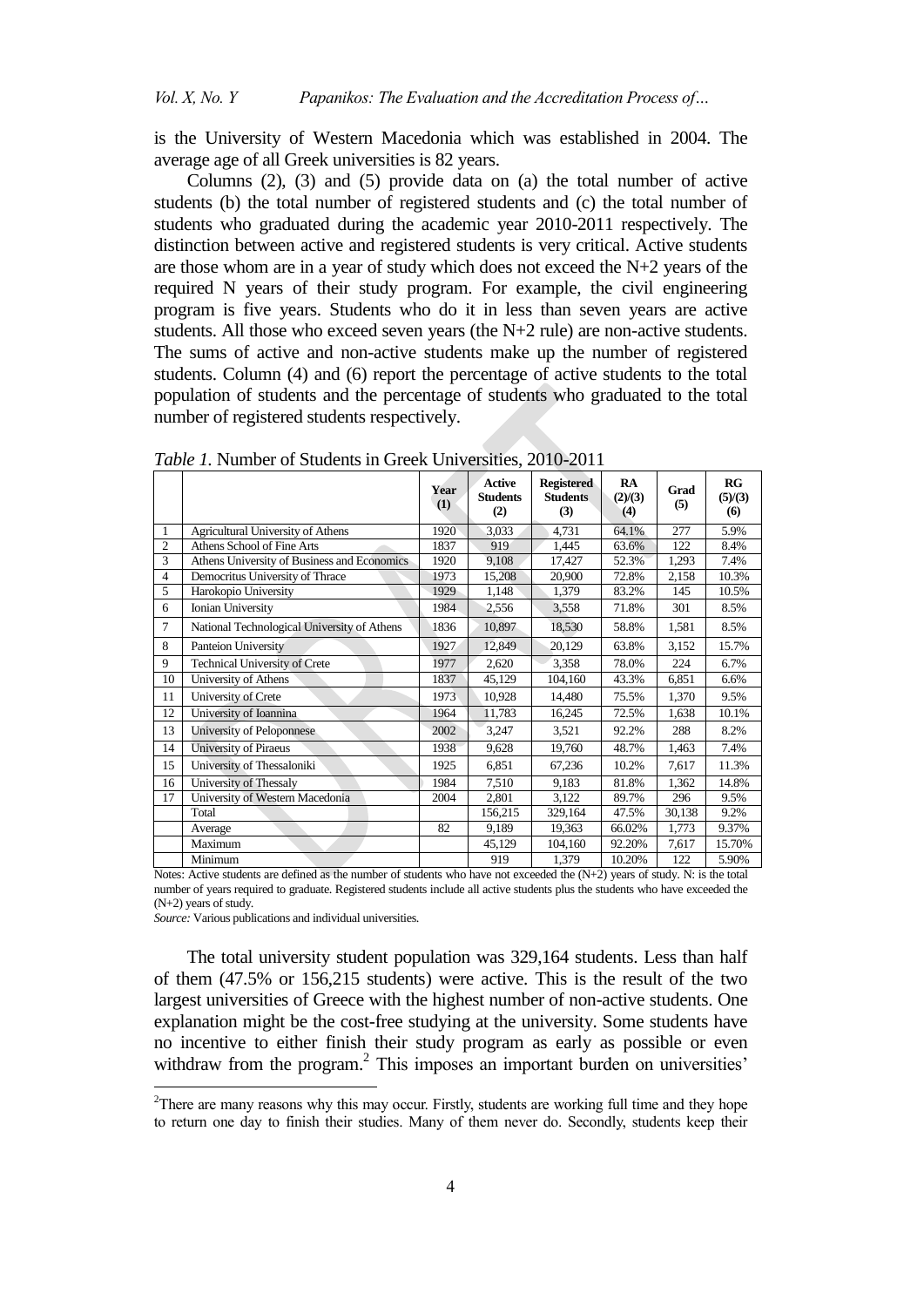is the University of Western Macedonia which was established in 2004. The average age of all Greek universities is 82 years.

Columns (2), (3) and (5) provide data on (a) the total number of active students (b) the total number of registered students and (c) the total number of students who graduated during the academic year 2010-2011 respectively. The distinction between active and registered students is very critical. Active students are those whom are in a year of study which does not exceed the N+2 years of the required N years of their study program. For example, the civil engineering program is five years. Students who do it in less than seven years are active students. All those who exceed seven years (the N+2 rule) are non-active students. The sums of active and non-active students make up the number of registered students. Column (4) and (6) report the percentage of active students to the total population of students and the percentage of students who graduated to the total number of registered students respectively.

*Table 1.* Number of Students in Greek Universities, 2010-2011

| | | Year (1) | Active Students (2) | Registered Students (3) | RA (2)/(3) (4) | Grad (5) | RG (5)/(3) (6) |
|---|---|---|---|---|---|---|---|
| 1 | Agricultural University of Athens | 1920 | 3,033 | 4,731 | 64.1% | 277 | 5.9% |
| 2 | Athens School of Fine Arts | 1837 | 919 | 1,445 | 63.6% | 122 | 8.4% |
| 3 | Athens University of Business and Economics | 1920 | 9,108 | 17,427 | 52.3% | 1,293 | 7.4% |
| 4 | Democritus University of Thrace | 1973 | 15,208 | 20,900 | 72.8% | 2,158 | 10.3% |
| 5 | Harokopio University | 1929 | 1,148 | 1,379 | 83.2% | 145 | 10.5% |
| 6 | Ionian University | 1984 | 2,556 | 3,558 | 71.8% | 301 | 8.5% |
| 7 | National Technological University of Athens | 1836 | 10,897 | 18,530 | 58.8% | 1,581 | 8.5% |
| 8 | Panteion University | 1927 | 12,849 | 20,129 | 63.8% | 3,152 | 15.7% |
| 9 | Technical University of Crete | 1977 | 2,620 | 3,358 | 78.0% | 224 | 6.7% |
| 10 | University of Athens | 1837 | 45,129 | 104,160 | 43.3% | 6,851 | 6.6% |
| 11 | University of Crete | 1973 | 10,928 | 14,480 | 75.5% | 1,370 | 9.5% |
| 12 | University of Ioannina | 1964 | 11,783 | 16,245 | 72.5% | 1,638 | 10.1% |
| 13 | University of Peloponnese | 2002 | 3,247 | 3,521 | 92.2% | 288 | 8.2% |
| 14 | University of Piraeus | 1938 | 9,628 | 19,760 | 48.7% | 1,463 | 7.4% |
| 15 | University of Thessaloniki | 1925 | 6,851 | 67,236 | 10.2% | 7,617 | 11.3% |
| 16 | University of Thessaly | 1984 | 7,510 | 9,183 | 81.8% | 1,362 | 14.8% |
| 17 | University of Western Macedonia | 2004 | 2,801 | 3,122 | 89.7% | 296 | 9.5% |
| | Total | | 156,215 | 329,164 | 47.5% | 30,138 | 9.2% |
| | Average | 82 | 9,189 | 19,363 | 66.02% | 1,773 | 9.37% |
| | Maximum | | 45,129 | 104,160 | 92.20% | 7,617 | 15.70% |
| | Minimum | | 919 | 1,379 | 10.20% | 122 | 5.90% |

Notes: Active students are defined as the number of students who have not exceeded the (N+2) years of study. N: is the total number of years required to graduate. Registered students include all active students plus the students who have exceeded the (N+2) years of study.
*Source:* Various publications and individual universities.

The total university student population was 329,164 students. Less than half of them (47.5% or 156,215 students) were active. This is the result of the two largest universities of Greece with the highest number of non-active students. One explanation might be the cost-free studying at the university. Some students have no incentive to either finish their study program as early as possible or even withdraw from the program.[2] This imposes an important burden on universities'

[2]There are many reasons why this may occur. Firstly, students are working full time and they hope to return one day to finish their studies. Many of them never do. Secondly, students keep their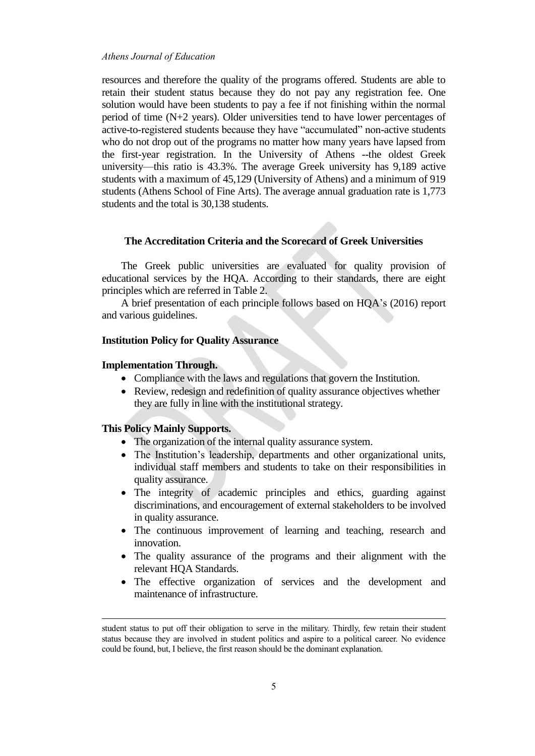resources and therefore the quality of the programs offered. Students are able to retain their student status because they do not pay any registration fee. One solution would have been students to pay a fee if not finishing within the normal period of time (N+2 years). Older universities tend to have lower percentages of active-to-registered students because they have "accumulated" non-active students who do not drop out of the programs no matter how many years have lapsed from the first-year registration. In the University of Athens --the oldest Greek university—this ratio is 43.3%. The average Greek university has 9,189 active students with a maximum of 45,129 (University of Athens) and a minimum of 919 students (Athens School of Fine Arts). The average annual graduation rate is 1,773 students and the total is 30,138 students.

## The Accreditation Criteria and the Scorecard of Greek Universities

The Greek public universities are evaluated for quality provision of educational services by the HQA. According to their standards, there are eight principles which are referred in Table 2.

A brief presentation of each principle follows based on HQA's (2016) report and various guidelines.

### Institution Policy for Quality Assurance

**Implementation Through.**

- Compliance with the laws and regulations that govern the Institution.
- Review, redesign and redefinition of quality assurance objectives whether they are fully in line with the institutional strategy.

**This Policy Mainly Supports.**

- The organization of the internal quality assurance system.
- The Institution's leadership, departments and other organizational units, individual staff members and students to take on their responsibilities in quality assurance.
- The integrity of academic principles and ethics, guarding against discriminations, and encouragement of external stakeholders to be involved in quality assurance.
- The continuous improvement of learning and teaching, research and innovation.
- The quality assurance of the programs and their alignment with the relevant HQA Standards.
- The effective organization of services and the development and maintenance of infrastructure.

---

student status to put off their obligation to serve in the military. Thirdly, few retain their student status because they are involved in student politics and aspire to a political career. No evidence could be found, but, I believe, the first reason should be the dominant explanation.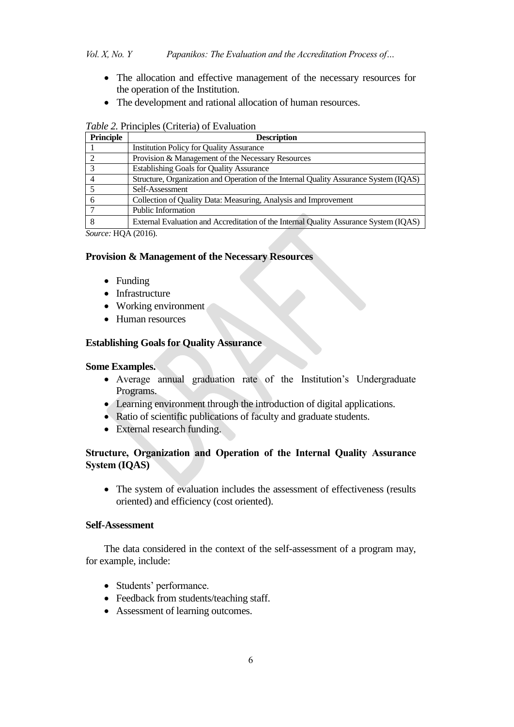- The allocation and effective management of the necessary resources for the operation of the Institution.
- The development and rational allocation of human resources.

*Table 2.* Principles (Criteria) of Evaluation

| Principle | Description |
|---|---|
| 1 | Institution Policy for Quality Assurance |
| 2 | Provision & Management of the Necessary Resources |
| 3 | Establishing Goals for Quality Assurance |
| 4 | Structure, Organization and Operation of the Internal Quality Assurance System (IQAS) |
| 5 | Self-Assessment |
| 6 | Collection of Quality Data: Measuring, Analysis and Improvement |
| 7 | Public Information |
| 8 | External Evaluation and Accreditation of the Internal Quality Assurance System (IQAS) |

*Source:* HQA (2016).

**Provision & Management of the Necessary Resources**

- Funding
- Infrastructure
- Working environment
- Human resources

**Establishing Goals for Quality Assurance**

**Some Examples.**

- Average annual graduation rate of the Institution's Undergraduate Programs.
- Learning environment through the introduction of digital applications.
- Ratio of scientific publications of faculty and graduate students.
- External research funding.

**Structure, Organization and Operation of the Internal Quality Assurance System (IQAS)**

- The system of evaluation includes the assessment of effectiveness (results oriented) and efficiency (cost oriented).

**Self-Assessment**

The data considered in the context of the self-assessment of a program may, for example, include:

- Students' performance.
- Feedback from students/teaching staff.
- Assessment of learning outcomes.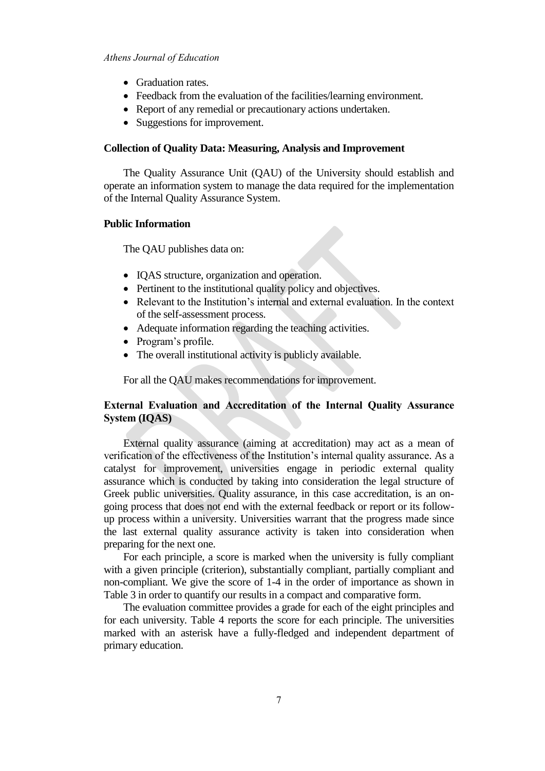- Graduation rates.
- Feedback from the evaluation of the facilities/learning environment.
- Report of any remedial or precautionary actions undertaken.
- Suggestions for improvement.

**Collection of Quality Data: Measuring, Analysis and Improvement**

The Quality Assurance Unit (QAU) of the University should establish and operate an information system to manage the data required for the implementation of the Internal Quality Assurance System.

**Public Information**

The QAU publishes data on:

- IQAS structure, organization and operation.
- Pertinent to the institutional quality policy and objectives.
- Relevant to the Institution's internal and external evaluation. In the context of the self-assessment process.
- Adequate information regarding the teaching activities.
- Program's profile.
- The overall institutional activity is publicly available.

For all the QAU makes recommendations for improvement.

**External Evaluation and Accreditation of the Internal Quality Assurance System (IQAS)**

External quality assurance (aiming at accreditation) may act as a mean of verification of the effectiveness of the Institution's internal quality assurance. As a catalyst for improvement, universities engage in periodic external quality assurance which is conducted by taking into consideration the legal structure of Greek public universities. Quality assurance, in this case accreditation, is an on-going process that does not end with the external feedback or report or its follow-up process within a university. Universities warrant that the progress made since the last external quality assurance activity is taken into consideration when preparing for the next one.

For each principle, a score is marked when the university is fully compliant with a given principle (criterion), substantially compliant, partially compliant and non-compliant. We give the score of 1-4 in the order of importance as shown in Table 3 in order to quantify our results in a compact and comparative form.

The evaluation committee provides a grade for each of the eight principles and for each university. Table 4 reports the score for each principle. The universities marked with an asterisk have a fully-fledged and independent department of primary education.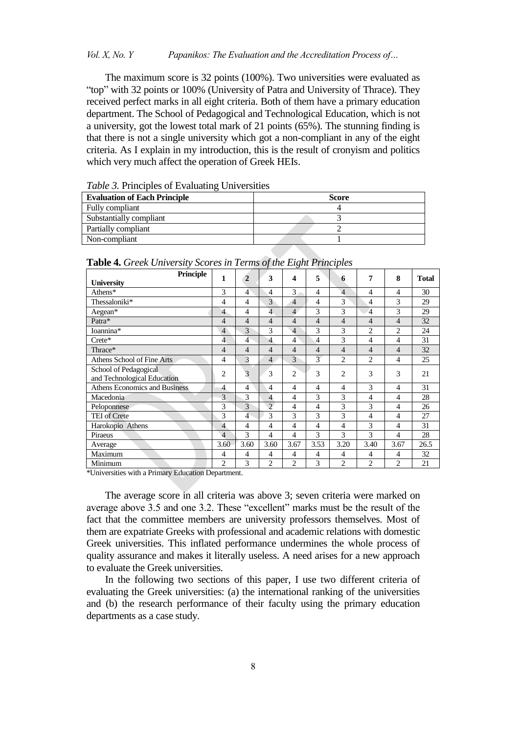The maximum score is 32 points (100%). Two universities were evaluated as "top" with 32 points or 100% (University of Patra and University of Thrace). They received perfect marks in all eight criteria. Both of them have a primary education department. The School of Pedagogical and Technological Education, which is not a university, got the lowest total mark of 21 points (65%). The stunning finding is that there is not a single university which got a non-compliant in any of the eight criteria. As I explain in my introduction, this is the result of cronyism and politics which very much affect the operation of Greek HEIs.

*Table 3.* Principles of Evaluating Universities

| **Evaluation of Each Principle** | **Score** |
|---|---|
| Fully compliant | 4 |
| Substantially compliant | 3 |
| Partially compliant | 2 |
| Non-compliant | 1 |

**Table 4.** *Greek University Scores in Terms of the Eight Principles*

| **University** / **Principle** | **1** | **2** | **3** | **4** | **5** | **6** | **7** | **8** | **Total** |
|---|---|---|---|---|---|---|---|---|---|
| Athens* | 3 | 4 | 4 | 3 | 4 | 4 | 4 | 4 | 30 |
| Thessaloniki* | 4 | 4 | 3 | 4 | 4 | 3 | 4 | 3 | 29 |
| Aegean* | 4 | 4 | 4 | 4 | 3 | 3 | 4 | 3 | 29 |
| Patra* | 4 | 4 | 4 | 4 | 4 | 4 | 4 | 4 | 32 |
| Ioannina* | 4 | 3 | 3 | 4 | 3 | 3 | 2 | 2 | 24 |
| Crete* | 4 | 4 | 4 | 4 | 4 | 3 | 4 | 4 | 31 |
| Thrace* | 4 | 4 | 4 | 4 | 4 | 4 | 4 | 4 | 32 |
| Athens School of Fine Arts | 4 | 3 | 4 | 3 | 3 | 2 | 2 | 4 | 25 |
| School of Pedagogical and Technological Education | 2 | 3 | 3 | 2 | 3 | 2 | 3 | 3 | 21 |
| Athens Economics and Business | 4 | 4 | 4 | 4 | 4 | 4 | 3 | 4 | 31 |
| Macedonia | 3 | 3 | 4 | 4 | 3 | 3 | 4 | 4 | 28 |
| Peloponnese | 3 | 3 | 2 | 4 | 4 | 3 | 3 | 4 | 26 |
| TEI of Crete | 3 | 4 | 3 | 3 | 3 | 3 | 4 | 4 | 27 |
| Harokopio Athens | 4 | 4 | 4 | 4 | 4 | 4 | 3 | 4 | 31 |
| Piraeus | 4 | 3 | 4 | 4 | 3 | 3 | 3 | 4 | 28 |
| Average | 3.60 | 3.60 | 3.60 | 3.67 | 3.53 | 3.20 | 3.40 | 3.67 | 26.5 |
| Maximum | 4 | 4 | 4 | 4 | 4 | 4 | 4 | 4 | 32 |
| Minimum | 2 | 3 | 2 | 2 | 3 | 2 | 2 | 2 | 21 |

*Universities with a Primary Education Department.

The average score in all criteria was above 3; seven criteria were marked on average above 3.5 and one 3.2. These "excellent" marks must be the result of the fact that the committee members are university professors themselves. Most of them are expatriate Greeks with professional and academic relations with domestic Greek universities. This inflated performance undermines the whole process of quality assurance and makes it literally useless. A need arises for a new approach to evaluate the Greek universities.

In the following two sections of this paper, I use two different criteria of evaluating the Greek universities: (a) the international ranking of the universities and (b) the research performance of their faculty using the primary education departments as a case study.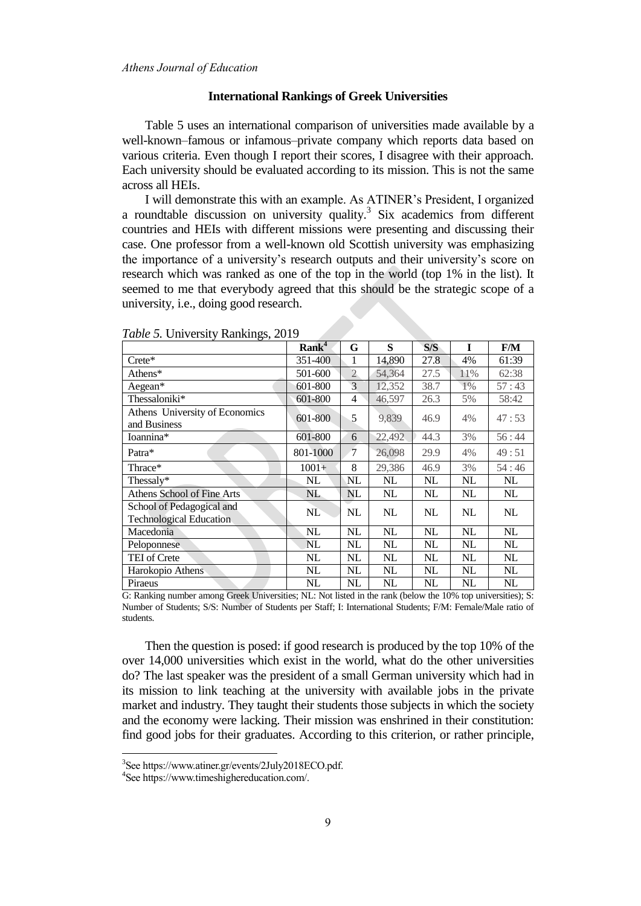## International Rankings of Greek Universities

Table 5 uses an international comparison of universities made available by a well-known–famous or infamous–private company which reports data based on various criteria. Even though I report their scores, I disagree with their approach. Each university should be evaluated according to its mission. This is not the same across all HEIs.

I will demonstrate this with an example. As ATINER's President, I organized a roundtable discussion on university quality.[3] Six academics from different countries and HEIs with different missions were presenting and discussing their case. One professor from a well-known old Scottish university was emphasizing the importance of a university's research outputs and their university's score on research which was ranked as one of the top in the world (top 1% in the list). It seemed to me that everybody agreed that this should be the strategic scope of a university, i.e., doing good research.

*Table 5.* University Rankings, 2019

| | Rank[4] | G | S | S/S | I | F/M |
|---|---|---|---|---|---|---|
| Crete* | 351-400 | 1 | 14,890 | 27.8 | 4% | 61:39 |
| Athens* | 501-600 | 2 | 54,364 | 27.5 | 11% | 62:38 |
| Aegean* | 601-800 | 3 | 12,352 | 38.7 | 1% | 57 : 43 |
| Thessaloniki* | 601-800 | 4 | 46,597 | 26.3 | 5% | 58:42 |
| Athens University of Economics and Business | 601-800 | 5 | 9,839 | 46.9 | 4% | 47 : 53 |
| Ioannina* | 601-800 | 6 | 22,492 | 44.3 | 3% | 56 : 44 |
| Patra* | 801-1000 | 7 | 26,098 | 29.9 | 4% | 49 : 51 |
| Thrace* | 1001+ | 8 | 29,386 | 46.9 | 3% | 54 : 46 |
| Thessaly* | NL | NL | NL | NL | NL | NL |
| Athens School of Fine Arts | NL | NL | NL | NL | NL | NL |
| School of Pedagogical and Technological Education | NL | NL | NL | NL | NL | NL |
| Macedonia | NL | NL | NL | NL | NL | NL |
| Peloponnese | NL | NL | NL | NL | NL | NL |
| TEI of Crete | NL | NL | NL | NL | NL | NL |
| Harokopio Athens | NL | NL | NL | NL | NL | NL |
| Piraeus | NL | NL | NL | NL | NL | NL |

G: Ranking number among Greek Universities; NL: Not listed in the rank (below the 10% top universities); S: Number of Students; S/S: Number of Students per Staff; I: International Students; F/M: Female/Male ratio of students.

Then the question is posed: if good research is produced by the top 10% of the over 14,000 universities which exist in the world, what do the other universities do? The last speaker was the president of a small German university which had in its mission to link teaching at the university with available jobs in the private market and industry. They taught their students those subjects in which the society and the economy were lacking. Their mission was enshrined in their constitution: find good jobs for their graduates. According to this criterion, or rather principle,

---

[3] See https://www.atiner.gr/events/2July2018ECO.pdf.

[4] See https://www.timeshighereducation.com/.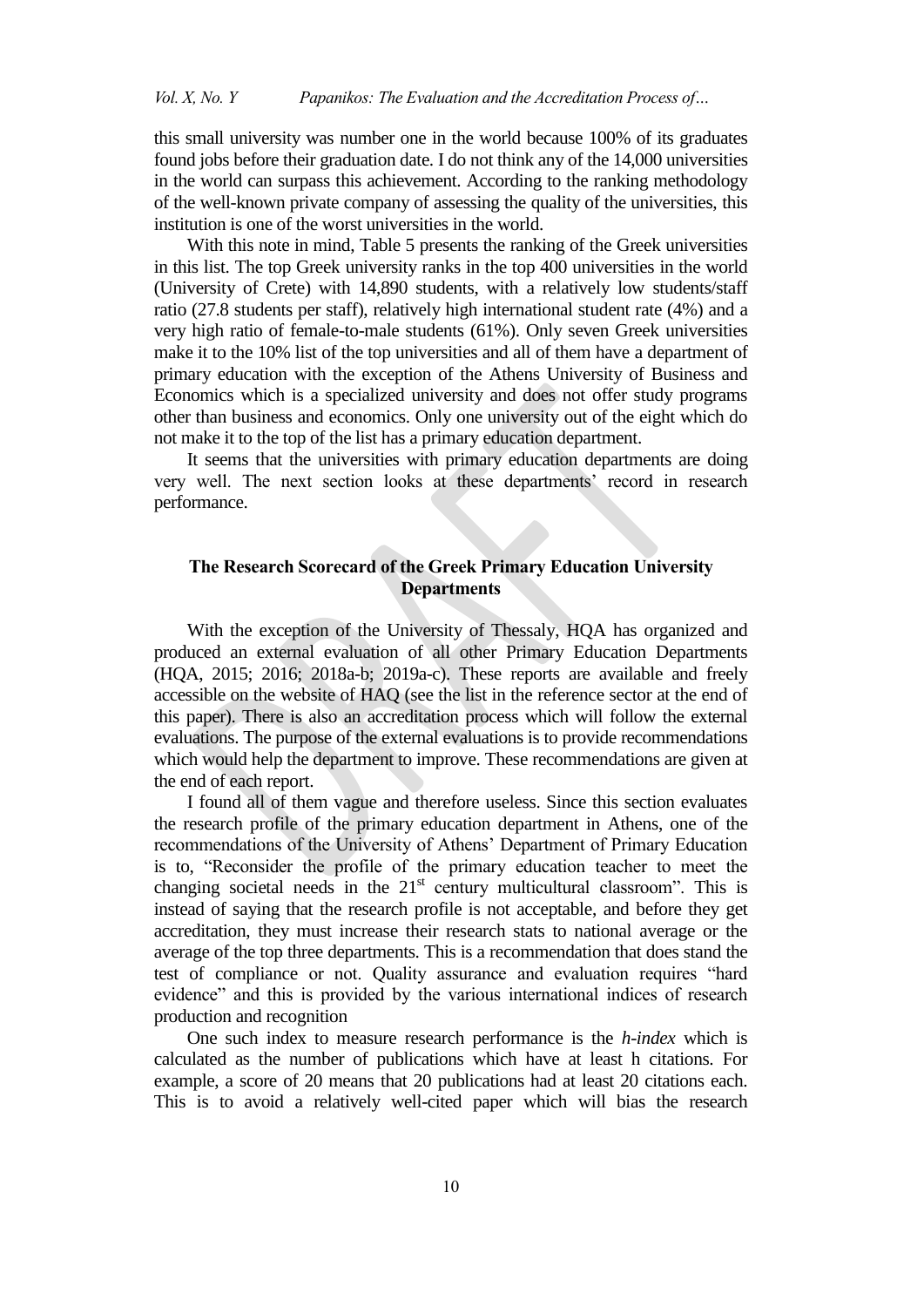this small university was number one in the world because 100% of its graduates found jobs before their graduation date. I do not think any of the 14,000 universities in the world can surpass this achievement. According to the ranking methodology of the well-known private company of assessing the quality of the universities, this institution is one of the worst universities in the world.

With this note in mind, Table 5 presents the ranking of the Greek universities in this list. The top Greek university ranks in the top 400 universities in the world (University of Crete) with 14,890 students, with a relatively low students/staff ratio (27.8 students per staff), relatively high international student rate (4%) and a very high ratio of female-to-male students (61%). Only seven Greek universities make it to the 10% list of the top universities and all of them have a department of primary education with the exception of the Athens University of Business and Economics which is a specialized university and does not offer study programs other than business and economics. Only one university out of the eight which do not make it to the top of the list has a primary education department.

It seems that the universities with primary education departments are doing very well. The next section looks at these departments' record in research performance.

## The Research Scorecard of the Greek Primary Education University Departments

With the exception of the University of Thessaly, HQA has organized and produced an external evaluation of all other Primary Education Departments (HQA, 2015; 2016; 2018a-b; 2019a-c). These reports are available and freely accessible on the website of HAQ (see the list in the reference sector at the end of this paper). There is also an accreditation process which will follow the external evaluations. The purpose of the external evaluations is to provide recommendations which would help the department to improve. These recommendations are given at the end of each report.

I found all of them vague and therefore useless. Since this section evaluates the research profile of the primary education department in Athens, one of the recommendations of the University of Athens' Department of Primary Education is to, "Reconsider the profile of the primary education teacher to meet the changing societal needs in the 21st century multicultural classroom". This is instead of saying that the research profile is not acceptable, and before they get accreditation, they must increase their research stats to national average or the average of the top three departments. This is a recommendation that does stand the test of compliance or not. Quality assurance and evaluation requires "hard evidence" and this is provided by the various international indices of research production and recognition

One such index to measure research performance is the *h-index* which is calculated as the number of publications which have at least h citations. For example, a score of 20 means that 20 publications had at least 20 citations each. This is to avoid a relatively well-cited paper which will bias the research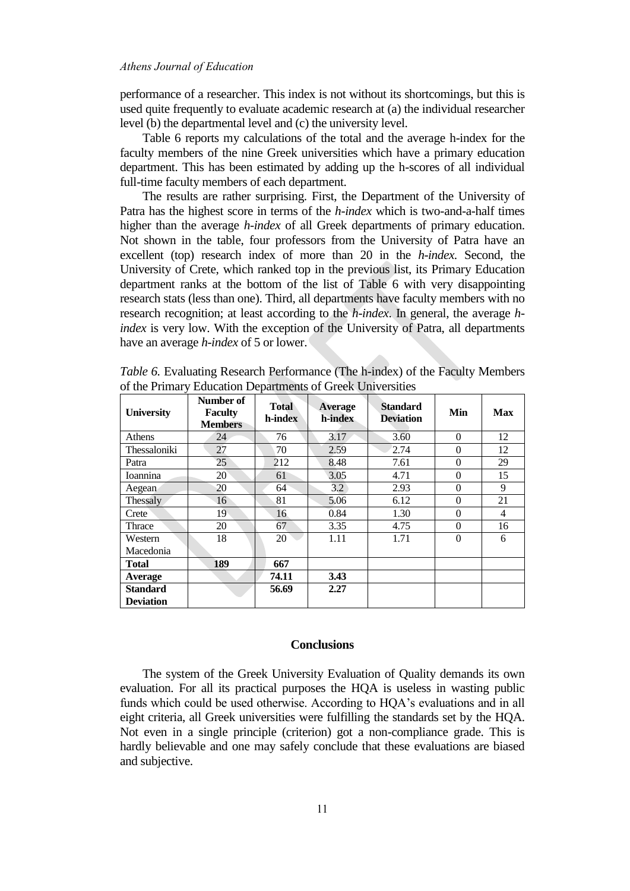performance of a researcher. This index is not without its shortcomings, but this is used quite frequently to evaluate academic research at (a) the individual researcher level (b) the departmental level and (c) the university level.

Table 6 reports my calculations of the total and the average h-index for the faculty members of the nine Greek universities which have a primary education department. This has been estimated by adding up the h-scores of all individual full-time faculty members of each department.

The results are rather surprising. First, the Department of the University of Patra has the highest score in terms of the *h-index* which is two-and-a-half times higher than the average *h-index* of all Greek departments of primary education. Not shown in the table, four professors from the University of Patra have an excellent (top) research index of more than 20 in the *h-index*. Second, the University of Crete, which ranked top in the previous list, its Primary Education department ranks at the bottom of the list of Table 6 with very disappointing research stats (less than one). Third, all departments have faculty members with no research recognition; at least according to the *h-index*. In general, the average *h-index* is very low. With the exception of the University of Patra, all departments have an average *h-index* of 5 or lower.

*Table 6.* Evaluating Research Performance (The h-index) of the Faculty Members of the Primary Education Departments of Greek Universities

| University | Number of Faculty Members | Total h-index | Average h-index | Standard Deviation | Min | Max |
|---|---|---|---|---|---|---|
| Athens | 24 | 76 | 3.17 | 3.60 | 0 | 12 |
| Thessaloniki | 27 | 70 | 2.59 | 2.74 | 0 | 12 |
| Patra | 25 | 212 | 8.48 | 7.61 | 0 | 29 |
| Ioannina | 20 | 61 | 3.05 | 4.71 | 0 | 15 |
| Aegean | 20 | 64 | 3.2 | 2.93 | 0 | 9 |
| Thessaly | 16 | 81 | 5.06 | 6.12 | 0 | 21 |
| Crete | 19 | 16 | 0.84 | 1.30 | 0 | 4 |
| Thrace | 20 | 67 | 3.35 | 4.75 | 0 | 16 |
| Western Macedonia | 18 | 20 | 1.11 | 1.71 | 0 | 6 |
| **Total** | **189** | **667** | | | | |
| **Average** | | **74.11** | **3.43** | | | |
| **Standard Deviation** | | **56.69** | **2.27** | | | |

## Conclusions

The system of the Greek University Evaluation of Quality demands its own evaluation. For all its practical purposes the HQA is useless in wasting public funds which could be used otherwise. According to HQA's evaluations and in all eight criteria, all Greek universities were fulfilling the standards set by the HQA. Not even in a single principle (criterion) got a non-compliance grade. This is hardly believable and one may safely conclude that these evaluations are biased and subjective.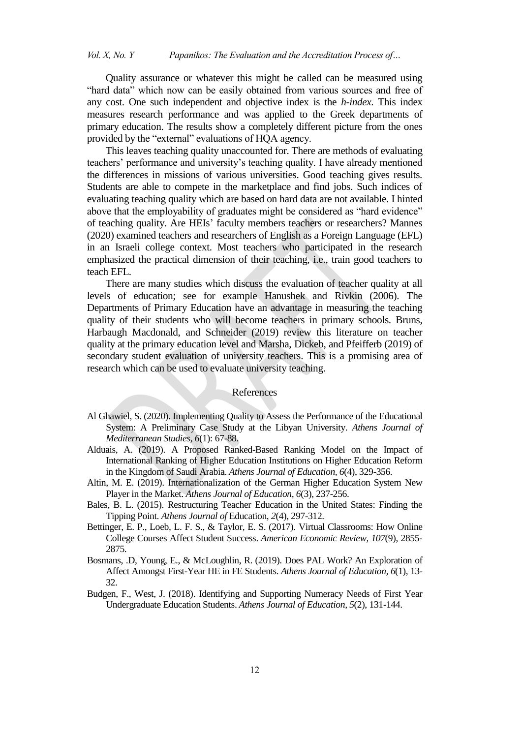Quality assurance or whatever this might be called can be measured using "hard data" which now can be easily obtained from various sources and free of any cost. One such independent and objective index is the *h-index*. This index measures research performance and was applied to the Greek departments of primary education. The results show a completely different picture from the ones provided by the "external" evaluations of HQA agency.

This leaves teaching quality unaccounted for. There are methods of evaluating teachers' performance and university's teaching quality. I have already mentioned the differences in missions of various universities. Good teaching gives results. Students are able to compete in the marketplace and find jobs. Such indices of evaluating teaching quality which are based on hard data are not available. I hinted above that the employability of graduates might be considered as "hard evidence" of teaching quality. Are HEIs' faculty members teachers or researchers? Mannes (2020) examined teachers and researchers of English as a Foreign Language (EFL) in an Israeli college context. Most teachers who participated in the research emphasized the practical dimension of their teaching, i.e., train good teachers to teach EFL.

There are many studies which discuss the evaluation of teacher quality at all levels of education; see for example Hanushek and Rivkin (2006). The Departments of Primary Education have an advantage in measuring the teaching quality of their students who will become teachers in primary schools. Bruns, Harbaugh Macdonald, and Schneider (2019) review this literature on teacher quality at the primary education level and Marsha, Dickeb, and Pfeifferb (2019) of secondary student evaluation of university teachers. This is a promising area of research which can be used to evaluate university teaching.

## References

Al Ghawiel, S. (2020). Implementing Quality to Assess the Performance of the Educational System: A Preliminary Case Study at the Libyan University. *Athens Journal of Mediterranean Studies*, *6*(1): 67-88.

Alduais, A. (2019). A Proposed Ranked-Based Ranking Model on the Impact of International Ranking of Higher Education Institutions on Higher Education Reform in the Kingdom of Saudi Arabia. *Athens Journal of Education*, *6*(4), 329-356.

Altin, M. E. (2019). Internationalization of the German Higher Education System New Player in the Market. *Athens Journal of Education*, *6*(3), 237-256.

Bales, B. L. (2015). Restructuring Teacher Education in the United States: Finding the Tipping Point. *Athens Journal of* Education, *2*(4), 297-312.

Bettinger, E. P., Loeb, L. F. S., & Taylor, E. S. (2017). Virtual Classrooms: How Online College Courses Affect Student Success. *American Economic Review*, *107*(9), 2855-2875.

Bosmans, .D, Young, E., & McLoughlin, R. (2019). Does PAL Work? An Exploration of Affect Amongst First-Year HE in FE Students. *Athens Journal of Education*, *6*(1), 13-32.

Budgen, F., West, J. (2018). Identifying and Supporting Numeracy Needs of First Year Undergraduate Education Students. *Athens Journal of Education*, *5*(2), 131-144.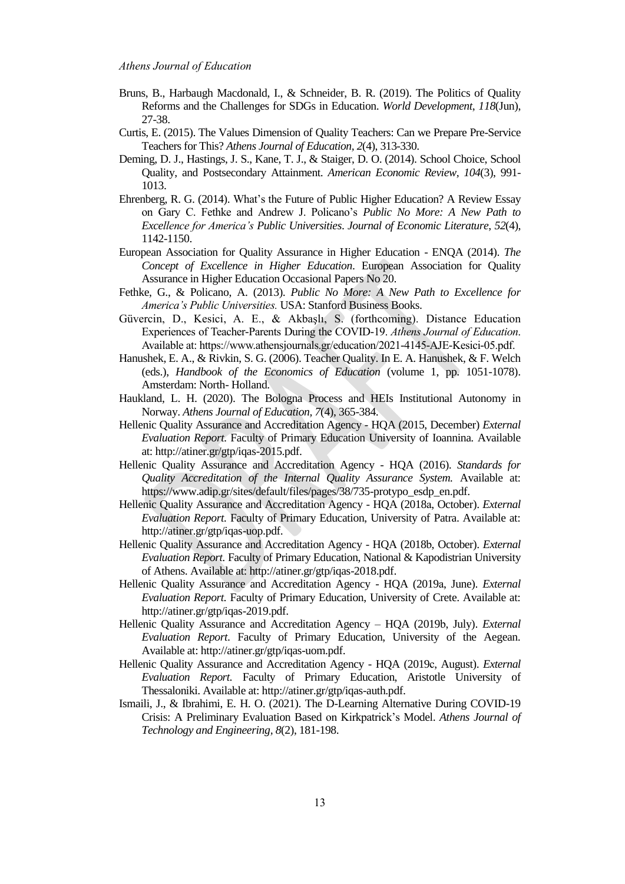Bruns, B., Harbaugh Macdonald, I., & Schneider, B. R. (2019). The Politics of Quality Reforms and the Challenges for SDGs in Education. *World Development*, *118*(Jun), 27-38.

Curtis, E. (2015). The Values Dimension of Quality Teachers: Can we Prepare Pre-Service Teachers for This? *Athens Journal of Education*, *2*(4), 313-330.

Deming, D. J., Hastings, J. S., Kane, T. J., & Staiger, D. O. (2014). School Choice, School Quality, and Postsecondary Attainment. *American Economic Review*, *104*(3), 991-1013.

Ehrenberg, R. G. (2014). What's the Future of Public Higher Education? A Review Essay on Gary C. Fethke and Andrew J. Policano's *Public No More: A New Path to Excellence for America's Public Universities*. *Journal of Economic Literature*, *52*(4), 1142-1150.

European Association for Quality Assurance in Higher Education - ENQA (2014). *The Concept of Excellence in Higher Education*. European Association for Quality Assurance in Higher Education Occasional Papers No 20.

Fethke, G., & Policano, A. (2013). *Public No More: A New Path to Excellence for America's Public Universities.* USA: Stanford Business Books.

Güvercin, D., Kesici, A. E., & Akbaşlı, S. (forthcoming). Distance Education Experiences of Teacher-Parents During the COVID-19. *Athens Journal of Education*. Available at: https://www.athensjournals.gr/education/2021-4145-AJE-Kesici-05.pdf.

Hanushek, E. A., & Rivkin, S. G. (2006). Teacher Quality. In E. A. Hanushek, & F. Welch (eds.), *Handbook of the Economics of Education* (volume 1, pp. 1051-1078). Amsterdam: North- Holland.

Haukland, L. H. (2020). The Bologna Process and HEIs Institutional Autonomy in Norway. *Athens Journal of Education, 7*(4), 365-384.

Hellenic Quality Assurance and Accreditation Agency - HQA (2015, December) *External Evaluation Report*. Faculty of Primary Education University of Ioannina. Available at: http://atiner.gr/gtp/iqas-2015.pdf.

Hellenic Quality Assurance and Accreditation Agency - HQA (2016). *Standards for Quality Accreditation of the Internal Quality Assurance System.* Available at: https://www.adip.gr/sites/default/files/pages/38/735-protypo_esdp_en.pdf.

Hellenic Quality Assurance and Accreditation Agency - HQA (2018a, October). *External Evaluation Report*. Faculty of Primary Education, University of Patra. Available at: http://atiner.gr/gtp/iqas-uop.pdf.

Hellenic Quality Assurance and Accreditation Agency - HQA (2018b, October). *External Evaluation Report*. Faculty of Primary Education, National & Kapodistrian University of Athens. Available at: http://atiner.gr/gtp/iqas-2018.pdf.

Hellenic Quality Assurance and Accreditation Agency - HQA (2019a, June). *External Evaluation Report*. Faculty of Primary Education, University of Crete. Available at: http://atiner.gr/gtp/iqas-2019.pdf.

Hellenic Quality Assurance and Accreditation Agency – HQA (2019b, July). *External Evaluation Report*. Faculty of Primary Education, University of the Aegean. Available at: http://atiner.gr/gtp/iqas-uom.pdf.

Hellenic Quality Assurance and Accreditation Agency - HQA (2019c, August). *External Evaluation Report*. Faculty of Primary Education, Aristotle University of Thessaloniki. Available at: http://atiner.gr/gtp/iqas-auth.pdf.

Ismaili, J., & Ibrahimi, E. H. O. (2021). The D-Learning Alternative During COVID-19 Crisis: A Preliminary Evaluation Based on Kirkpatrick's Model. *Athens Journal of Technology and Engineering*, *8*(2), 181-198.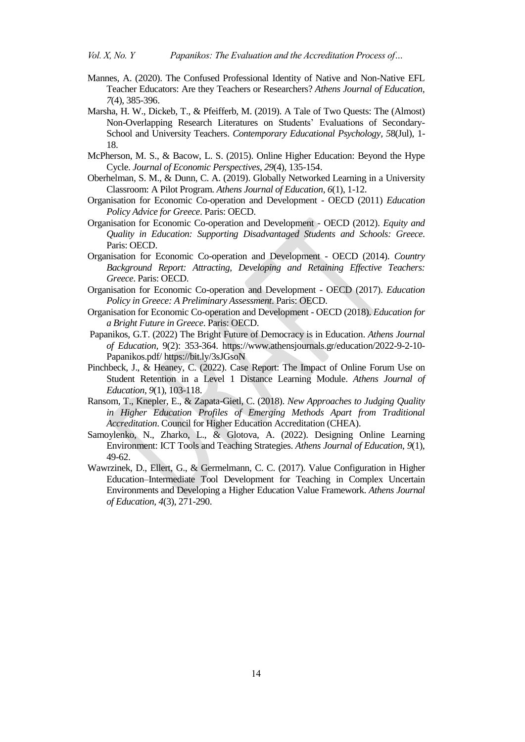Mannes, A. (2020). The Confused Professional Identity of Native and Non-Native EFL Teacher Educators: Are they Teachers or Researchers? *Athens Journal of Education, 7*(4), 385-396.

Marsha, H. W., Dickeb, T., & Pfeifferb, M. (2019). A Tale of Two Quests: The (Almost) Non-Overlapping Research Literatures on Students' Evaluations of Secondary-School and University Teachers. *Contemporary Educational Psychology, 58*(Jul), 1-18.

McPherson, M. S., & Bacow, L. S. (2015). Online Higher Education: Beyond the Hype Cycle. *Journal of Economic Perspectives, 29*(4), 135-154.

Oberhelman, S. M., & Dunn, C. A. (2019). Globally Networked Learning in a University Classroom: A Pilot Program. *Athens Journal of Education, 6*(1), 1-12.

Organisation for Economic Co-operation and Development - OECD (2011) *Education Policy Advice for Greece*. Paris: OECD.

Organisation for Economic Co-operation and Development - OECD (2012). *Equity and Quality in Education: Supporting Disadvantaged Students and Schools: Greece*. Paris: OECD.

Organisation for Economic Co-operation and Development - OECD (2014). *Country Background Report: Attracting, Developing and Retaining Effective Teachers: Greece*. Paris: OECD.

Organisation for Economic Co-operation and Development - OECD (2017). *Education Policy in Greece: A Preliminary Assessment*. Paris: OECD.

Organisation for Economic Co-operation and Development - OECD (2018). *Education for a Bright Future in Greece*. Paris: OECD.

Papanikos, G.T. (2022) The Bright Future of Democracy is in Education. *Athens Journal of Education,* 9(2): 353-364. https://www.athensjournals.gr/education/2022-9-2-10-Papanikos.pdf/ https://bit.ly/3sJGsoN

Pinchbeck, J., & Heaney, C. (2022). Case Report: The Impact of Online Forum Use on Student Retention in a Level 1 Distance Learning Module. *Athens Journal of Education, 9*(1), 103-118.

Ransom, T., Knepler, E., & Zapata-Gietl, C. (2018). *New Approaches to Judging Quality in Higher Education Profiles of Emerging Methods Apart from Traditional Accreditation*. Council for Higher Education Accreditation (CHEA).

Samoylenko, N., Zharko, L., & Glotova, A. (2022). Designing Online Learning Environment: ICT Tools and Teaching Strategies. *Athens Journal of Education, 9*(1), 49-62.

Wawrzinek, D., Ellert, G., & Germelmann, C. C. (2017). Value Configuration in Higher Education–Intermediate Tool Development for Teaching in Complex Uncertain Environments and Developing a Higher Education Value Framework. *Athens Journal of Education, 4*(3), 271-290.